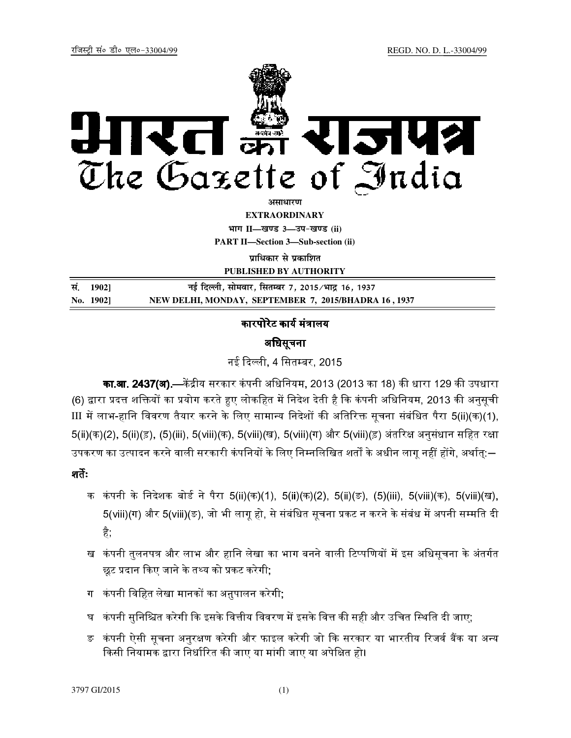रजिस्ट्री सं० डी० एल०-33004/99 REGD. NO. D. L.-33004/99

# भारत का राजपत्र
# The Gazette of India

**असाधारण**

**EXTRAORDINARY**

**भाग II—खण्ड 3—उप-खण्ड (ii)**

**PART II—Section 3—Sub-section (ii)**

**प्राधिकार से प्रकाशित**

**PUBLISHED BY AUTHORITY**

| | |
|---|---|
| **सं. 1902]** | **नई दिल्ली, सोमवार, सितम्बर 7, 2015/भाद्र 16, 1937** |
| **No. 1902]** | **NEW DELHI, MONDAY, SEPTEMBER 7, 2015/BHADRA 16, 1937** |

## कारपोरेट कार्य मंत्रालय

## अधिसूचना

नई दिल्ली, 4 सितम्बर, 2015

**का.आ. 2437(अ).**—केंद्रीय सरकार कंपनी अधिनियम, 2013 (2013 का 18) की धारा 129 की उपधारा (6) द्वारा प्रदत्त शक्तियों का प्रयोग करते हुए लोकहित में निदेश देती है कि कंपनी अधिनियम, 2013 की अनुसूची III में लाभ-हानि विवरण तैयार करने के लिए सामान्य निदेशों की अतिरिक्त सूचना संबंधित पैरा 5(ii)(क)(1), 5(ii)(क)(2), 5(ii)(ङ), (5)(iii), 5(viii)(क), 5(viii)(ख), 5(viii)(ग) और 5(viii)(ङ) अंतरिक्ष अनुसंधान सहित रक्षा उपकरण का उत्पादन करने वाली सरकारी कंपनियों के लिए निम्नलिखित शर्तों के अधीन लागू नहीं होंगे, अर्थात्:—

**शर्तें:**

- क कंपनी के निदेशक बोर्ड ने पैरा 5(ii)(क)(1), 5(ii)(क)(2), 5(ii)(ङ), (5)(iii), 5(viii)(क), 5(viii)(ख), 5(viii)(ग) और 5(viii)(ङ), जो भी लागू हो, से संबंधित सूचना प्रकट न करने के संबंध में अपनी सम्मति दी है;
- ख कंपनी तुलनपत्र और लाभ और हानि लेखा का भाग बनने वाली टिप्पणियों में इस अधिसूचना के अंतर्गत छूट प्रदान किए जाने के तथ्य को प्रकट करेगी;
- ग कंपनी विहित लेखा मानकों का अनुपालन करेगी;
- घ कंपनी सुनिश्चित करेगी कि इसके वित्तीय विवरण में इसके वित्त की सही और उचित स्थिति दी जाए;
- ङ कंपनी ऐसी सूचना अनुरक्षण करेगी और फाइल करेगी जो कि सरकार या भारतीय रिजर्व बैंक या अन्य किसी नियामक द्वारा निर्धारित की जाए या मांगी जाए या अपेक्षित हो।

3797 GI/2015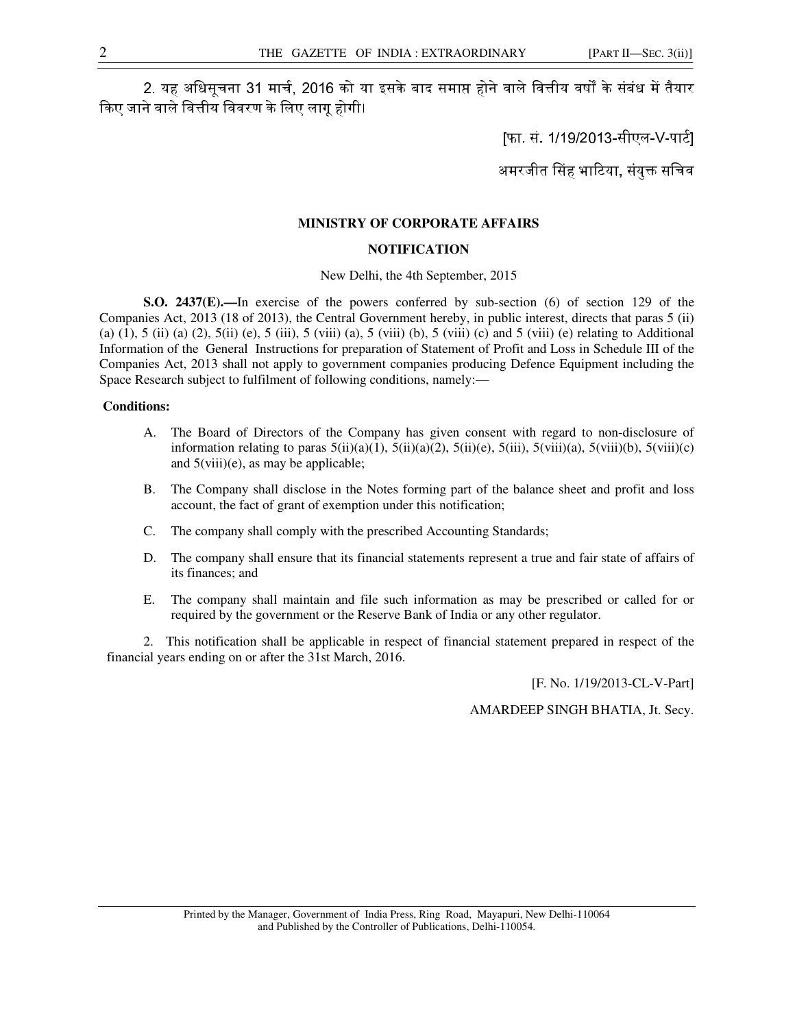2. यह अधिसूचना 31 मार्च, 2016 को या इसके बाद समाप्त होने वाले वित्तीय वर्षों के संबंध में तैयार किए जाने वाले वित्तीय विवरण के लिए लागू होगी।

[फा. सं. 1/19/2013-सीएल-V-पार्ट]

अमरजीत सिंह भाटिया, संयुक्त सचिव

## MINISTRY OF CORPORATE AFFAIRS

## NOTIFICATION

New Delhi, the 4th September, 2015

**S.O. 2437(E).—**In exercise of the powers conferred by sub-section (6) of section 129 of the Companies Act, 2013 (18 of 2013), the Central Government hereby, in public interest, directs that paras 5 (ii) (a) (1), 5 (ii) (a) (2), 5(ii) (e), 5 (iii), 5 (viii) (a), 5 (viii) (b), 5 (viii) (c) and 5 (viii) (e) relating to Additional Information of the General Instructions for preparation of Statement of Profit and Loss in Schedule III of the Companies Act, 2013 shall not apply to government companies producing Defence Equipment including the Space Research subject to fulfilment of following conditions, namely:—

**Conditions:**

A. The Board of Directors of the Company has given consent with regard to non-disclosure of information relating to paras 5(ii)(a)(1), 5(ii)(a)(2), 5(ii)(e), 5(iii), 5(viii)(a), 5(viii)(b), 5(viii)(c) and 5(viii)(e), as may be applicable;

B. The Company shall disclose in the Notes forming part of the balance sheet and profit and loss account, the fact of grant of exemption under this notification;

C. The company shall comply with the prescribed Accounting Standards;

D. The company shall ensure that its financial statements represent a true and fair state of affairs of its finances; and

E. The company shall maintain and file such information as may be prescribed or called for or required by the government or the Reserve Bank of India or any other regulator.

2. This notification shall be applicable in respect of financial statement prepared in respect of the financial years ending on or after the 31st March, 2016.

[F. No. 1/19/2013-CL-V-Part]

AMARDEEP SINGH BHATIA, Jt. Secy.

Printed by the Manager, Government of India Press, Ring Road, Mayapuri, New Delhi-110064 and Published by the Controller of Publications, Delhi-110054.